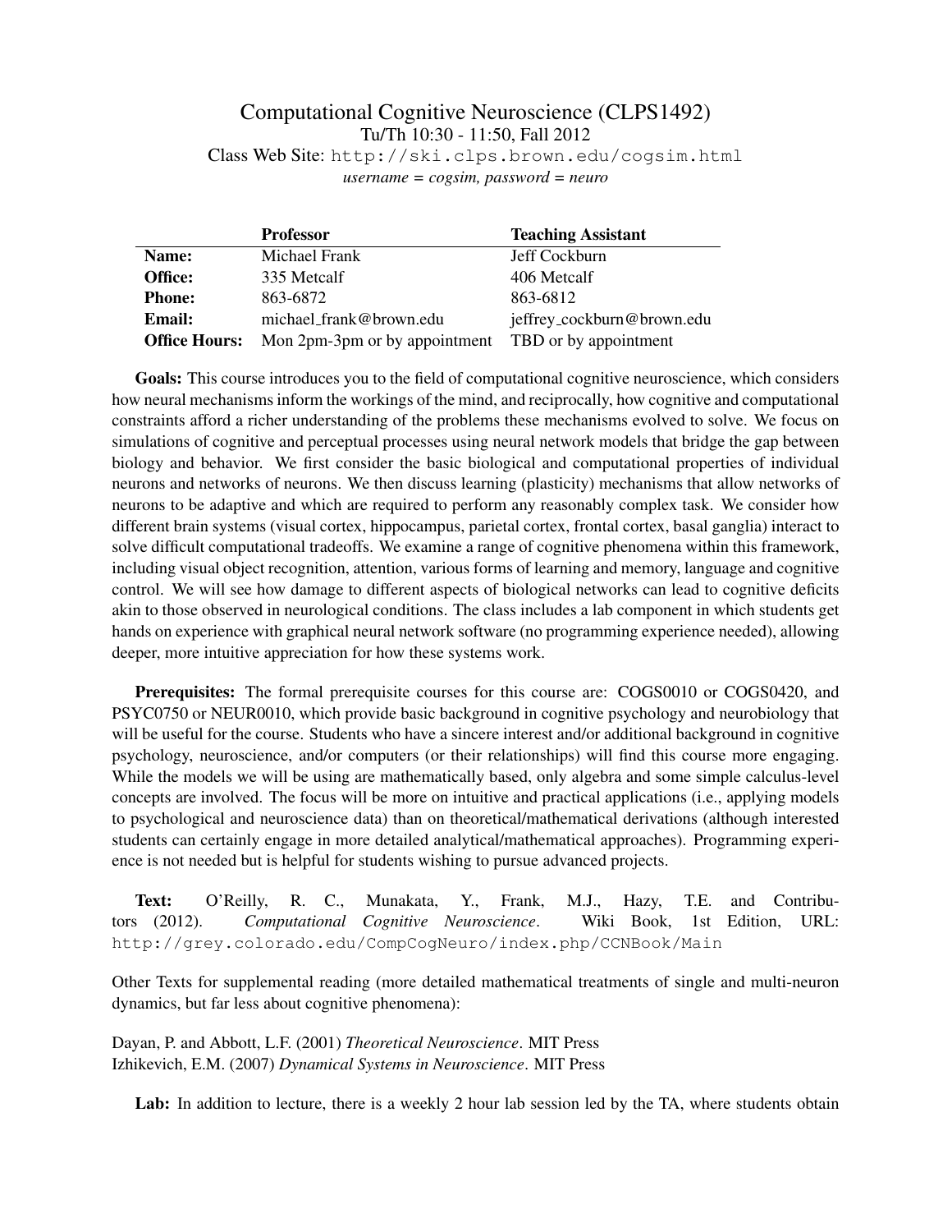# Computational Cognitive Neuroscience (CLPS1492)

Tu/Th 10:30 - 11:50, Fall 2012

Class Web Site: http://ski.clps.brown.edu/cogsim.html

*username = cogsim, password = neuro*

| | **Professor** | **Teaching Assistant** |
|---|---|---|
| **Name:** | Michael Frank | Jeff Cockburn |
| **Office:** | 335 Metcalf | 406 Metcalf |
| **Phone:** | 863-6872 | 863-6812 |
| **Email:** | michael_frank@brown.edu | jeffrey_cockburn@brown.edu |
| **Office Hours:** | Mon 2pm-3pm or by appointment | TBD or by appointment |

**Goals:** This course introduces you to the field of computational cognitive neuroscience, which considers how neural mechanisms inform the workings of the mind, and reciprocally, how cognitive and computational constraints afford a richer understanding of the problems these mechanisms evolved to solve. We focus on simulations of cognitive and perceptual processes using neural network models that bridge the gap between biology and behavior. We first consider the basic biological and computational properties of individual neurons and networks of neurons. We then discuss learning (plasticity) mechanisms that allow networks of neurons to be adaptive and which are required to perform any reasonably complex task. We consider how different brain systems (visual cortex, hippocampus, parietal cortex, frontal cortex, basal ganglia) interact to solve difficult computational tradeoffs. We examine a range of cognitive phenomena within this framework, including visual object recognition, attention, various forms of learning and memory, language and cognitive control. We will see how damage to different aspects of biological networks can lead to cognitive deficits akin to those observed in neurological conditions. The class includes a lab component in which students get hands on experience with graphical neural network software (no programming experience needed), allowing deeper, more intuitive appreciation for how these systems work.

**Prerequisites:** The formal prerequisite courses for this course are: COGS0010 or COGS0420, and PSYC0750 or NEUR0010, which provide basic background in cognitive psychology and neurobiology that will be useful for the course. Students who have a sincere interest and/or additional background in cognitive psychology, neuroscience, and/or computers (or their relationships) will find this course more engaging. While the models we will be using are mathematically based, only algebra and some simple calculus-level concepts are involved. The focus will be more on intuitive and practical applications (i.e., applying models to psychological and neuroscience data) than on theoretical/mathematical derivations (although interested students can certainly engage in more detailed analytical/mathematical approaches). Programming experience is not needed but is helpful for students wishing to pursue advanced projects.

**Text:** O'Reilly, R. C., Munakata, Y., Frank, M.J., Hazy, T.E. and Contributors (2012). *Computational Cognitive Neuroscience*. Wiki Book, 1st Edition, URL: http://grey.colorado.edu/CompCogNeuro/index.php/CCNBook/Main

Other Texts for supplemental reading (more detailed mathematical treatments of single and multi-neuron dynamics, but far less about cognitive phenomena):

Dayan, P. and Abbott, L.F. (2001) *Theoretical Neuroscience*. MIT Press
Izhikevich, E.M. (2007) *Dynamical Systems in Neuroscience*. MIT Press

**Lab:** In addition to lecture, there is a weekly 2 hour lab session led by the TA, where students obtain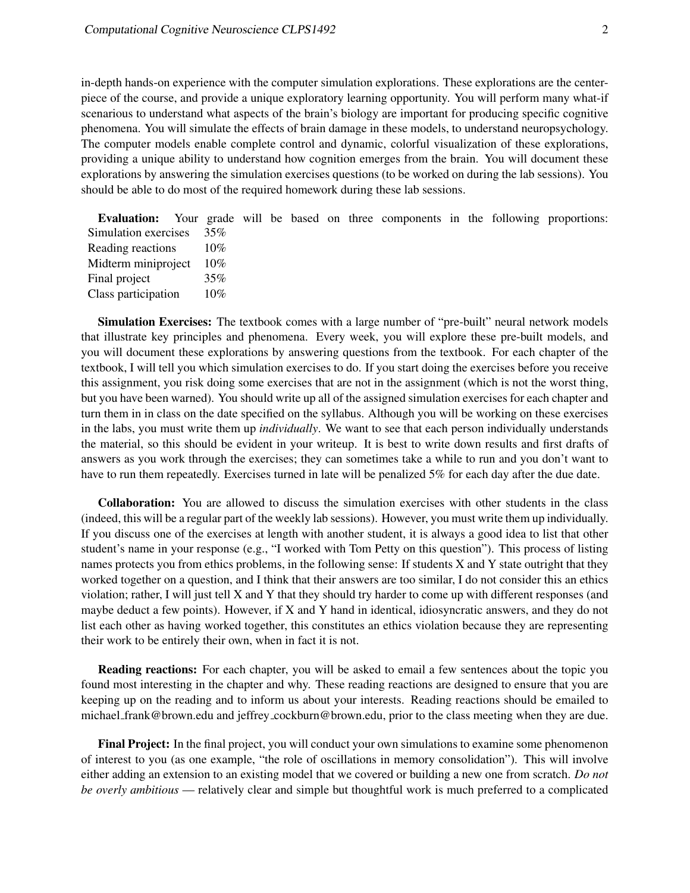in-depth hands-on experience with the computer simulation explorations. These explorations are the centerpiece of the course, and provide a unique exploratory learning opportunity. You will perform many what-if scenarious to understand what aspects of the brain's biology are important for producing specific cognitive phenomena. You will simulate the effects of brain damage in these models, to understand neuropsychology. The computer models enable complete control and dynamic, colorful visualization of these explorations, providing a unique ability to understand how cognition emerges from the brain. You will document these explorations by answering the simulation exercises questions (to be worked on during the lab sessions). You should be able to do most of the required homework during these lab sessions.

**Evaluation:** Your grade will be based on three components in the following proportions:

| | |
|---|---|
| Simulation exercises | 35% |
| Reading reactions | 10% |
| Midterm miniproject | 10% |
| Final project | 35% |
| Class participation | 10% |

**Simulation Exercises:** The textbook comes with a large number of "pre-built" neural network models that illustrate key principles and phenomena. Every week, you will explore these pre-built models, and you will document these explorations by answering questions from the textbook. For each chapter of the textbook, I will tell you which simulation exercises to do. If you start doing the exercises before you receive this assignment, you risk doing some exercises that are not in the assignment (which is not the worst thing, but you have been warned). You should write up all of the assigned simulation exercises for each chapter and turn them in in class on the date specified on the syllabus. Although you will be working on these exercises in the labs, you must write them up *individually*. We want to see that each person individually understands the material, so this should be evident in your writeup. It is best to write down results and first drafts of answers as you work through the exercises; they can sometimes take a while to run and you don't want to have to run them repeatedly. Exercises turned in late will be penalized 5% for each day after the due date.

**Collaboration:** You are allowed to discuss the simulation exercises with other students in the class (indeed, this will be a regular part of the weekly lab sessions). However, you must write them up individually. If you discuss one of the exercises at length with another student, it is always a good idea to list that other student's name in your response (e.g., "I worked with Tom Petty on this question"). This process of listing names protects you from ethics problems, in the following sense: If students X and Y state outright that they worked together on a question, and I think that their answers are too similar, I do not consider this an ethics violation; rather, I will just tell X and Y that they should try harder to come up with different responses (and maybe deduct a few points). However, if X and Y hand in identical, idiosyncratic answers, and they do not list each other as having worked together, this constitutes an ethics violation because they are representing their work to be entirely their own, when in fact it is not.

**Reading reactions:** For each chapter, you will be asked to email a few sentences about the topic you found most interesting in the chapter and why. These reading reactions are designed to ensure that you are keeping up on the reading and to inform us about your interests. Reading reactions should be emailed to michael_frank@brown.edu and jeffrey_cockburn@brown.edu, prior to the class meeting when they are due.

**Final Project:** In the final project, you will conduct your own simulations to examine some phenomenon of interest to you (as one example, "the role of oscillations in memory consolidation"). This will involve either adding an extension to an existing model that we covered or building a new one from scratch. *Do not be overly ambitious* — relatively clear and simple but thoughtful work is much preferred to a complicated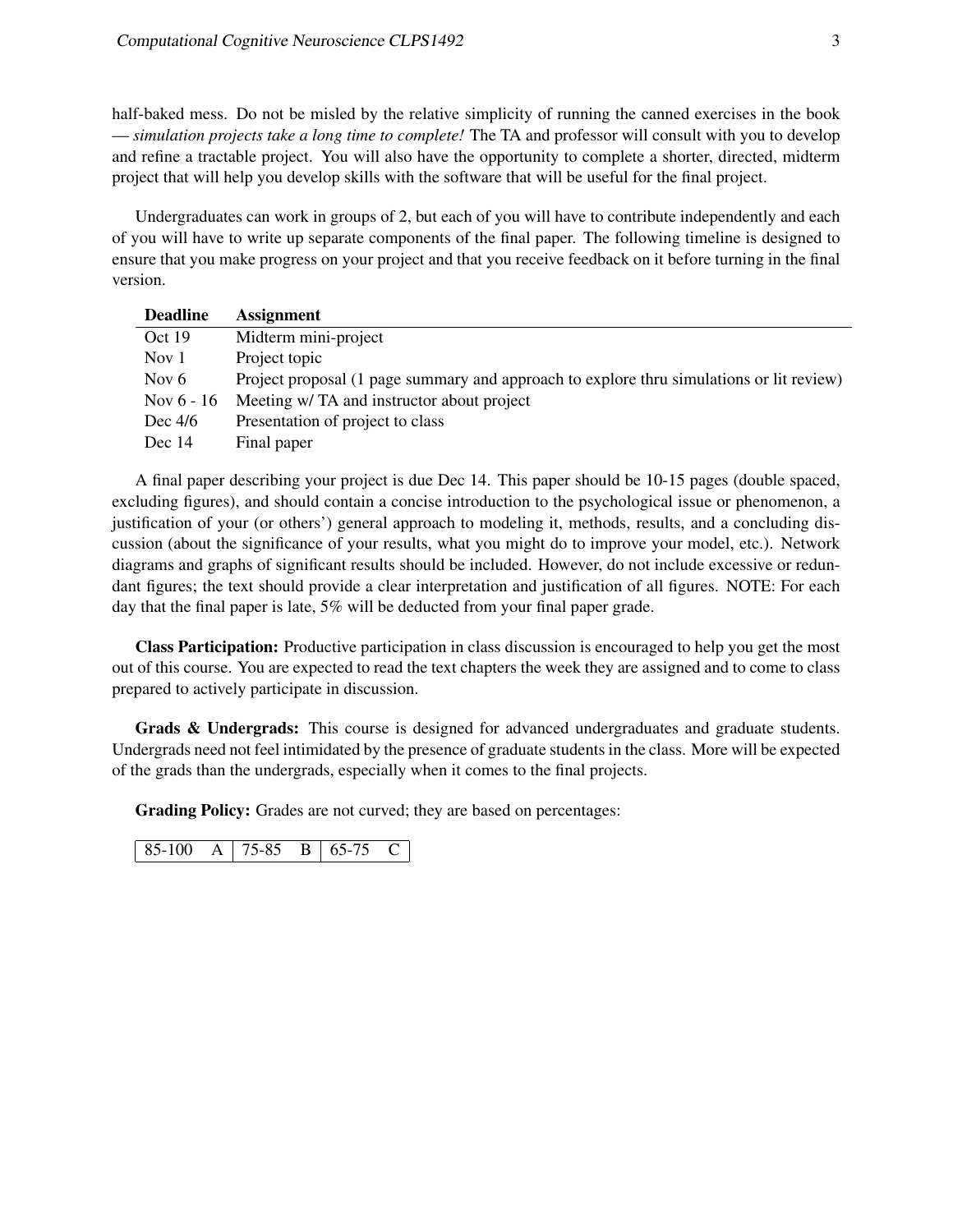half-baked mess. Do not be misled by the relative simplicity of running the canned exercises in the book — *simulation projects take a long time to complete!* The TA and professor will consult with you to develop and refine a tractable project. You will also have the opportunity to complete a shorter, directed, midterm project that will help you develop skills with the software that will be useful for the final project.

Undergraduates can work in groups of 2, but each of you will have to contribute independently and each of you will have to write up separate components of the final paper. The following timeline is designed to ensure that you make progress on your project and that you receive feedback on it before turning in the final version.

| Deadline | Assignment |
|---|---|
| Oct 19 | Midterm mini-project |
| Nov 1 | Project topic |
| Nov 6 | Project proposal (1 page summary and approach to explore thru simulations or lit review) |
| Nov 6 - 16 | Meeting w/ TA and instructor about project |
| Dec 4/6 | Presentation of project to class |
| Dec 14 | Final paper |

A final paper describing your project is due Dec 14. This paper should be 10-15 pages (double spaced, excluding figures), and should contain a concise introduction to the psychological issue or phenomenon, a justification of your (or others') general approach to modeling it, methods, results, and a concluding discussion (about the significance of your results, what you might do to improve your model, etc.). Network diagrams and graphs of significant results should be included. However, do not include excessive or redundant figures; the text should provide a clear interpretation and justification of all figures. NOTE: For each day that the final paper is late, 5% will be deducted from your final paper grade.

**Class Participation:** Productive participation in class discussion is encouraged to help you get the most out of this course. You are expected to read the text chapters the week they are assigned and to come to class prepared to actively participate in discussion.

**Grads & Undergrads:** This course is designed for advanced undergraduates and graduate students. Undergrads need not feel intimidated by the presence of graduate students in the class. More will be expected of the grads than the undergrads, especially when it comes to the final projects.

**Grading Policy:** Grades are not curved; they are based on percentages:

| 85-100 | A | 75-85 | B | 65-75 | C |
|---|---|---|---|---|---|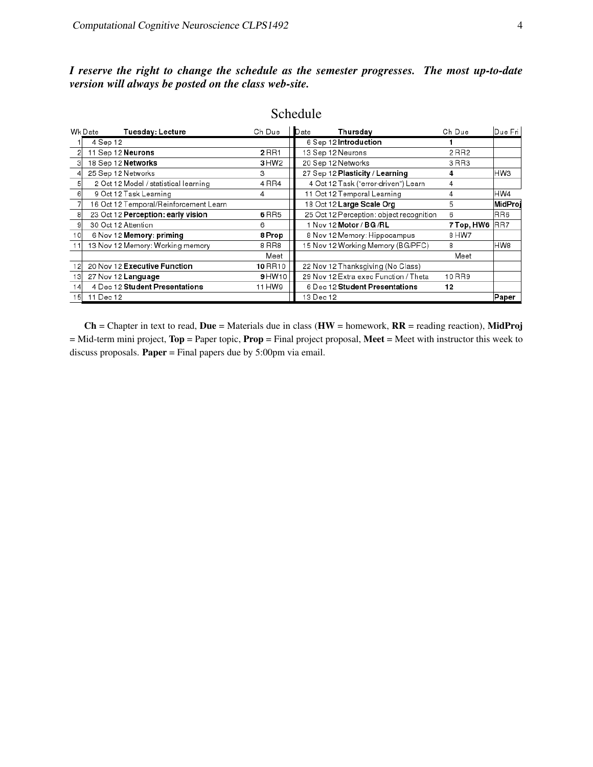***I reserve the right to change the schedule as the semester progresses. The most up-to-date version will always be posted on the class web-site.***

# Schedule

| Wk | Date | Tuesday: Lecture | Ch Due | | Date | Thursday | Ch Due | Due Fri |
|---|---|---|---|---|---|---|---|---|
| 1 | 4 Sep 12 | | | | 6 Sep 12 | **Introduction** | **1** | |
| 2 | 11 Sep 12 | **Neurons** | **2** RR1 | | 13 Sep 12 | Neurons | 2 RR2 | |
| 3 | 18 Sep 12 | **Networks** | **3** HW2 | | 20 Sep 12 | Networks | 3 RR3 | |
| 4 | 25 Sep 12 | Networks | 3 | | 27 Sep 12 | **Plasticity / Learning** | **4** | HW3 |
| 5 | 2 Oct 12 | Model / statistical learning | 4 RR4 | | 4 Oct 12 | Task ("error-driven") Learn | 4 | |
| 6 | 9 Oct 12 | Task Learning | 4 | | 11 Oct 12 | Temporal Learning | 4 | HW4 |
| 7 | 16 Oct 12 | Temporal/Reinforcement Learn | | | 18 Oct 12 | **Large Scale Org** | 5 | **MidProj** |
| 8 | 23 Oct 12 | **Perception: early vision** | **6** RR5 | | 25 Oct 12 | Perception: object recognition | 6 | RR6 |
| 9 | 30 Oct 12 | Attention | 6 | | 1 Nov 12 | **Motor / BG /RL** | **7 Top,** HW6 | RR7 |
| 10 | 6 Nov 12 | **Memory: priming** | **8 Prop** | | 8 Nov 12 | Memory: Hippocampus | 8 HW7 | |
| 11 | 13 Nov 12 | Memory: Working memory | 8 RR8 | | 15 Nov 12 | Working Memory (BG/PFC) | 8 | HW8 |
| | | | Meet | | | | Meet | |
| 12 | 20 Nov 12 | **Executive Function** | **10** RR10 | | 22 Nov 12 | Thanksgiving (No Class) | | |
| 13 | 27 Nov 12 | **Language** | **9** HW10 | | 29 Nov 12 | Extra exec Function / Theta | 10 RR9 | |
| 14 | 4 Dec 12 | **Student Presentations** | 11 HW9 | | 6 Dec 12 | **Student Presentations** | **12** | |
| 15 | 11 Dec 12 | | | | 13 Dec 12 | | | **Paper** |

**Ch** = Chapter in text to read, **Due** = Materials due in class (**HW** = homework, **RR** = reading reaction), **MidProj** = Mid-term mini project, **Top** = Paper topic, **Prop** = Final project proposal, **Meet** = Meet with instructor this week to discuss proposals. **Paper** = Final papers due by 5:00pm via email.